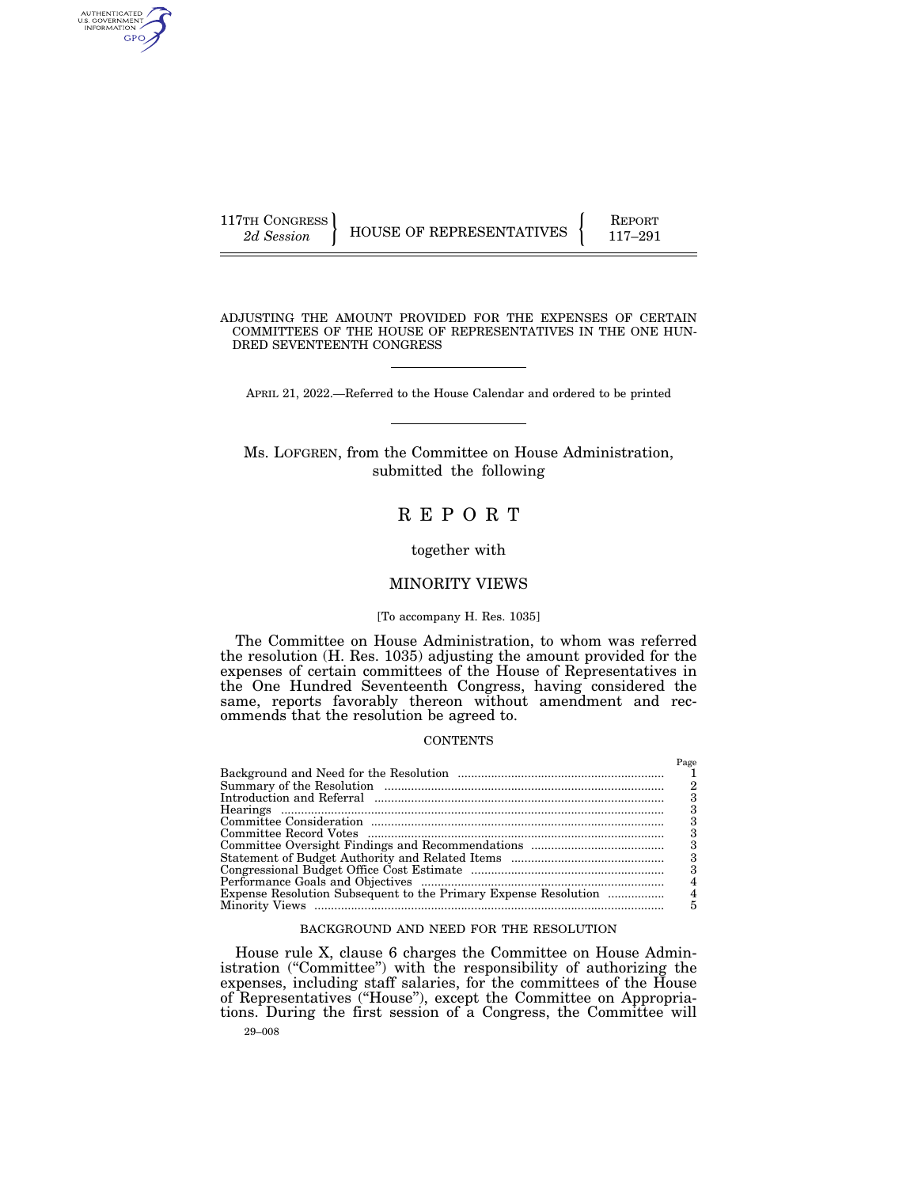117TH CONGRESS
*2d Session*

HOUSE OF REPRESENTATIVES

REPORT
117–291

# ADJUSTING THE AMOUNT PROVIDED FOR THE EXPENSES OF CERTAIN COMMITTEES OF THE HOUSE OF REPRESENTATIVES IN THE ONE HUNDRED SEVENTEENTH CONGRESS

APRIL 21, 2022.—Referred to the House Calendar and ordered to be printed

Ms. LOFGREN, from the Committee on House Administration, submitted the following

# REPORT

together with

## MINORITY VIEWS

[To accompany H. Res. 1035]

The Committee on House Administration, to whom was referred the resolution (H. Res. 1035) adjusting the amount provided for the expenses of certain committees of the House of Representatives in the One Hundred Seventeenth Congress, having considered the same, reports favorably thereon without amendment and recommends that the resolution be agreed to.

## CONTENTS

| | Page |
|---|---|
| Background and Need for the Resolution | 1 |
| Summary of the Resolution | 2 |
| Introduction and Referral | 3 |
| Hearings | 3 |
| Committee Consideration | 3 |
| Committee Record Votes | 3 |
| Committee Oversight Findings and Recommendations | 3 |
| Statement of Budget Authority and Related Items | 3 |
| Congressional Budget Office Cost Estimate | 3 |
| Performance Goals and Objectives | 4 |
| Expense Resolution Subsequent to the Primary Expense Resolution | 4 |
| Minority Views | 5 |

## BACKGROUND AND NEED FOR THE RESOLUTION

House rule X, clause 6 charges the Committee on House Administration ("Committee") with the responsibility of authorizing the expenses, including staff salaries, for the committees of the House of Representatives ("House"), except the Committee on Appropriations. During the first session of a Congress, the Committee will

29–008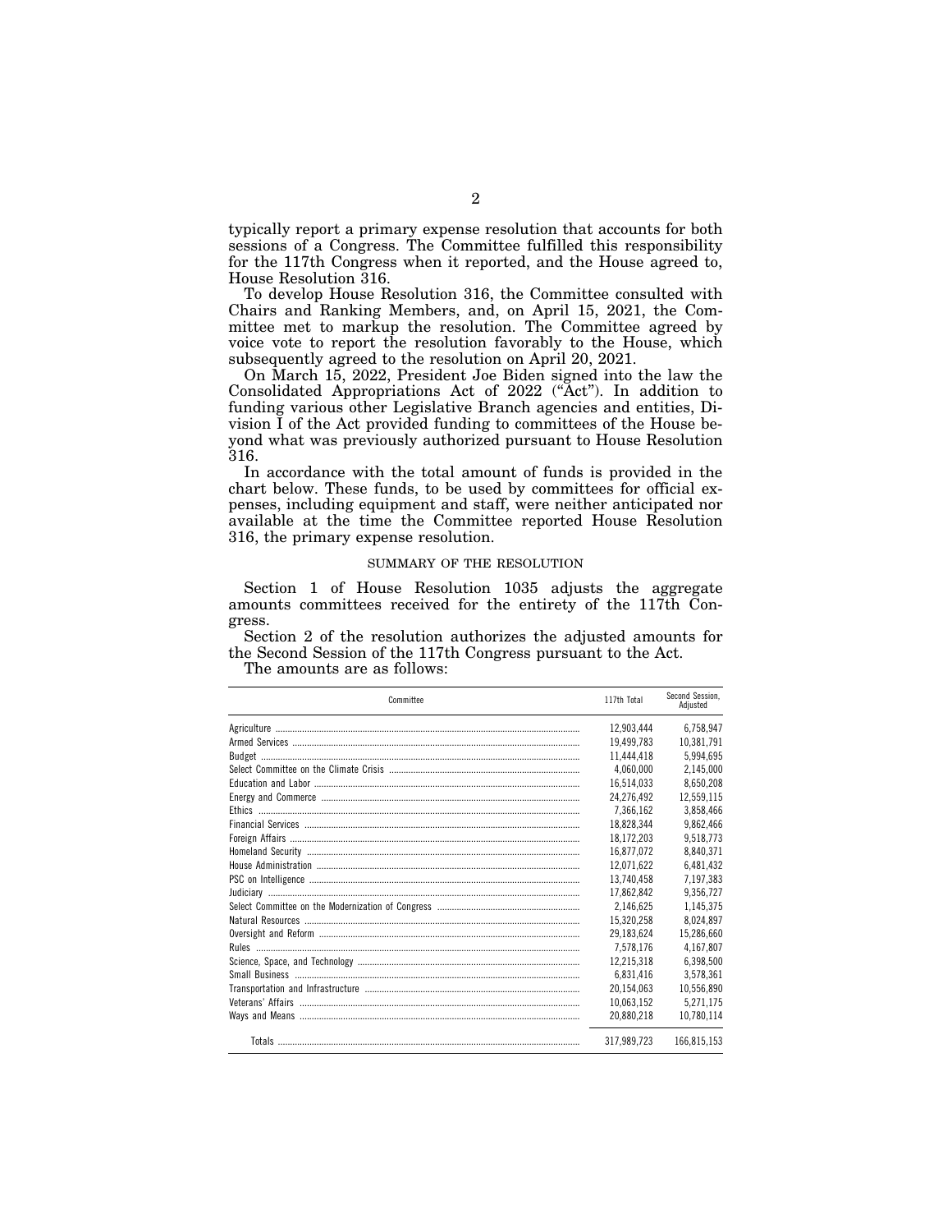typically report a primary expense resolution that accounts for both sessions of a Congress. The Committee fulfilled this responsibility for the 117th Congress when it reported, and the House agreed to, House Resolution 316.

To develop House Resolution 316, the Committee consulted with Chairs and Ranking Members, and, on April 15, 2021, the Committee met to markup the resolution. The Committee agreed by voice vote to report the resolution favorably to the House, which subsequently agreed to the resolution on April 20, 2021.

On March 15, 2022, President Joe Biden signed into the law the Consolidated Appropriations Act of 2022 ("Act"). In addition to funding various other Legislative Branch agencies and entities, Division I of the Act provided funding to committees of the House beyond what was previously authorized pursuant to House Resolution 316.

In accordance with the total amount of funds is provided in the chart below. These funds, to be used by committees for official expenses, including equipment and staff, were neither anticipated nor available at the time the Committee reported House Resolution 316, the primary expense resolution.

## SUMMARY OF THE RESOLUTION

Section 1 of House Resolution 1035 adjusts the aggregate amounts committees received for the entirety of the 117th Congress.

Section 2 of the resolution authorizes the adjusted amounts for the Second Session of the 117th Congress pursuant to the Act.

The amounts are as follows:

| Committee | 117th Total | Second Session, Adjusted |
|---|---|---|
| Agriculture | 12,903,444 | 6,758,947 |
| Armed Services | 19,499,783 | 10,381,791 |
| Budget | 11,444,418 | 5,994,695 |
| Select Committee on the Climate Crisis | 4,060,000 | 2,145,000 |
| Education and Labor | 16,514,033 | 8,650,208 |
| Energy and Commerce | 24,276,492 | 12,559,115 |
| Ethics | 7,366,162 | 3,858,466 |
| Financial Services | 18,828,344 | 9,862,466 |
| Foreign Affairs | 18,172,203 | 9,518,773 |
| Homeland Security | 16,877,072 | 8,840,371 |
| House Administration | 12,071,622 | 6,481,432 |
| PSC on Intelligence | 13,740,458 | 7,197,383 |
| Judiciary | 17,862,842 | 9,356,727 |
| Select Committee on the Modernization of Congress | 2,146,625 | 1,145,375 |
| Natural Resources | 15,320,258 | 8,024,897 |
| Oversight and Reform | 29,183,624 | 15,286,660 |
| Rules | 7,578,176 | 4,167,807 |
| Science, Space, and Technology | 12,215,318 | 6,398,500 |
| Small Business | 6,831,416 | 3,578,361 |
| Transportation and Infrastructure | 20,154,063 | 10,556,890 |
| Veterans' Affairs | 10,063,152 | 5,271,175 |
| Ways and Means | 20,880,218 | 10,780,114 |
| Totals | 317,989,723 | 166,815,153 |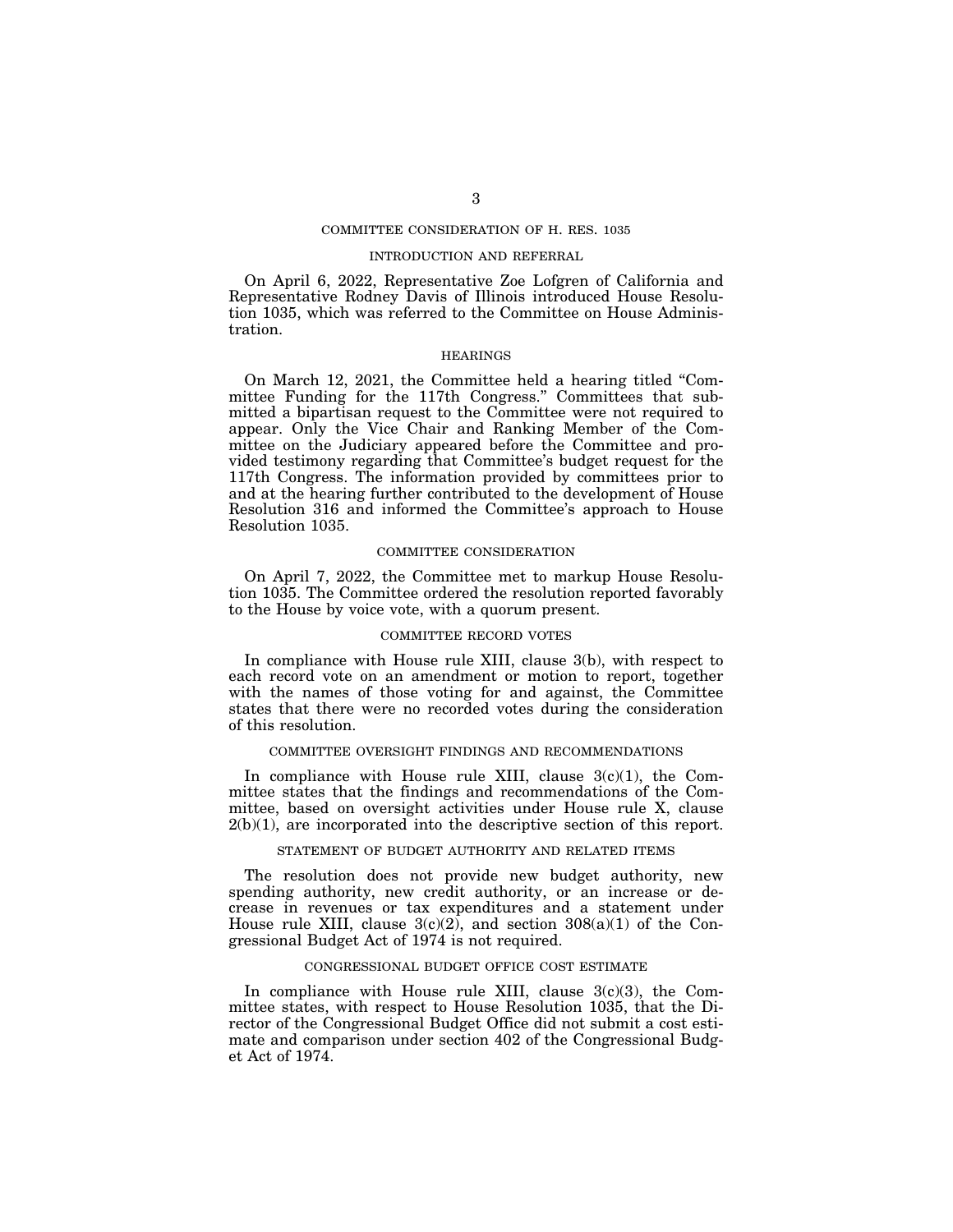## COMMITTEE CONSIDERATION OF H. RES. 1035

### INTRODUCTION AND REFERRAL

On April 6, 2022, Representative Zoe Lofgren of California and Representative Rodney Davis of Illinois introduced House Resolution 1035, which was referred to the Committee on House Administration.

### HEARINGS

On March 12, 2021, the Committee held a hearing titled "Committee Funding for the 117th Congress." Committees that submitted a bipartisan request to the Committee were not required to appear. Only the Vice Chair and Ranking Member of the Committee on the Judiciary appeared before the Committee and provided testimony regarding that Committee's budget request for the 117th Congress. The information provided by committees prior to and at the hearing further contributed to the development of House Resolution 316 and informed the Committee's approach to House Resolution 1035.

### COMMITTEE CONSIDERATION

On April 7, 2022, the Committee met to markup House Resolution 1035. The Committee ordered the resolution reported favorably to the House by voice vote, with a quorum present.

### COMMITTEE RECORD VOTES

In compliance with House rule XIII, clause 3(b), with respect to each record vote on an amendment or motion to report, together with the names of those voting for and against, the Committee states that there were no recorded votes during the consideration of this resolution.

### COMMITTEE OVERSIGHT FINDINGS AND RECOMMENDATIONS

In compliance with House rule XIII, clause 3(c)(1), the Committee states that the findings and recommendations of the Committee, based on oversight activities under House rule X, clause 2(b)(1), are incorporated into the descriptive section of this report.

### STATEMENT OF BUDGET AUTHORITY AND RELATED ITEMS

The resolution does not provide new budget authority, new spending authority, new credit authority, or an increase or decrease in revenues or tax expenditures and a statement under House rule XIII, clause 3(c)(2), and section 308(a)(1) of the Congressional Budget Act of 1974 is not required.

### CONGRESSIONAL BUDGET OFFICE COST ESTIMATE

In compliance with House rule XIII, clause 3(c)(3), the Committee states, with respect to House Resolution 1035, that the Director of the Congressional Budget Office did not submit a cost estimate and comparison under section 402 of the Congressional Budget Act of 1974.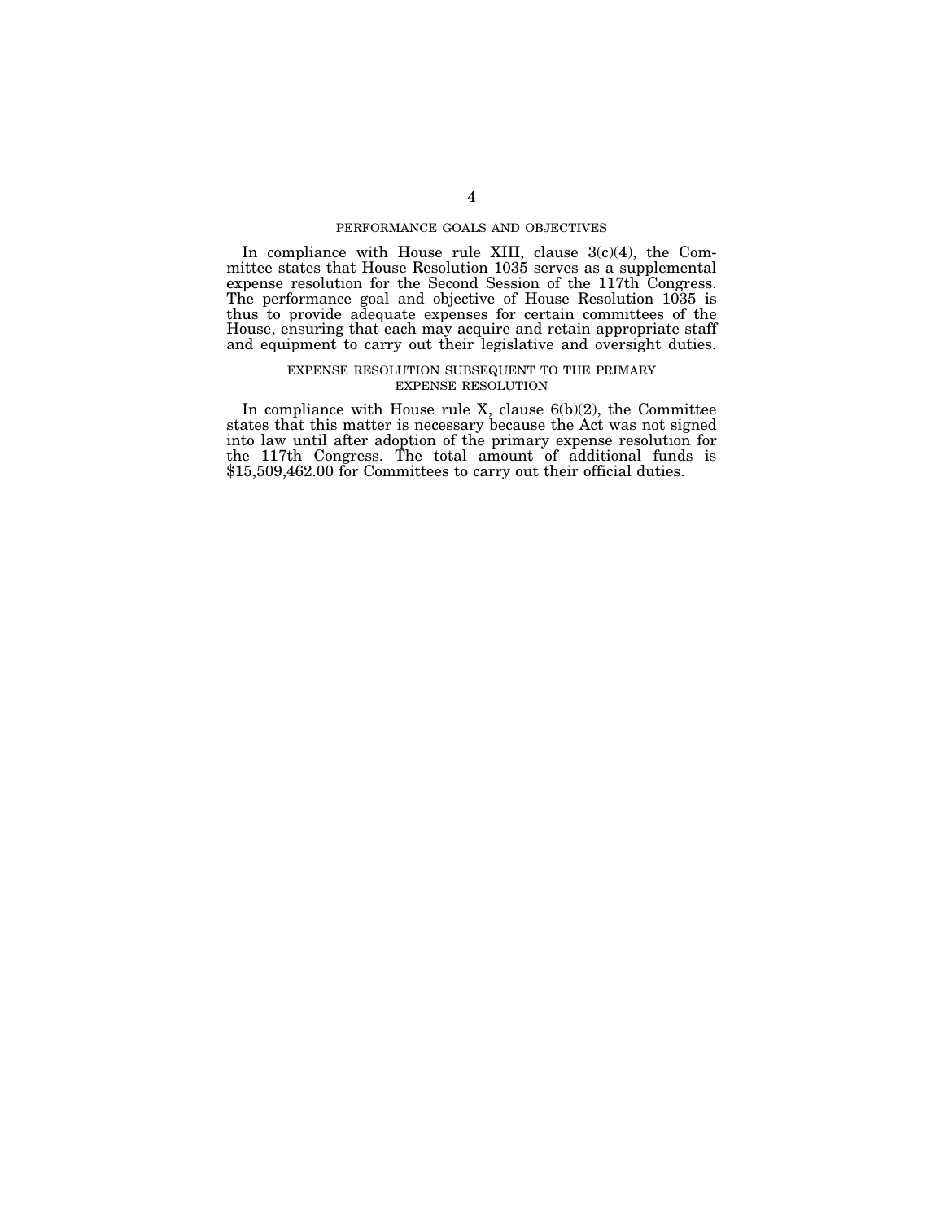## PERFORMANCE GOALS AND OBJECTIVES

In compliance with House rule XIII, clause 3(c)(4), the Committee states that House Resolution 1035 serves as a supplemental expense resolution for the Second Session of the 117th Congress. The performance goal and objective of House Resolution 1035 is thus to provide adequate expenses for certain committees of the House, ensuring that each may acquire and retain appropriate staff and equipment to carry out their legislative and oversight duties.

## EXPENSE RESOLUTION SUBSEQUENT TO THE PRIMARY EXPENSE RESOLUTION

In compliance with House rule X, clause 6(b)(2), the Committee states that this matter is necessary because the Act was not signed into law until after adoption of the primary expense resolution for the 117th Congress. The total amount of additional funds is $15,509,462.00 for Committees to carry out their official duties.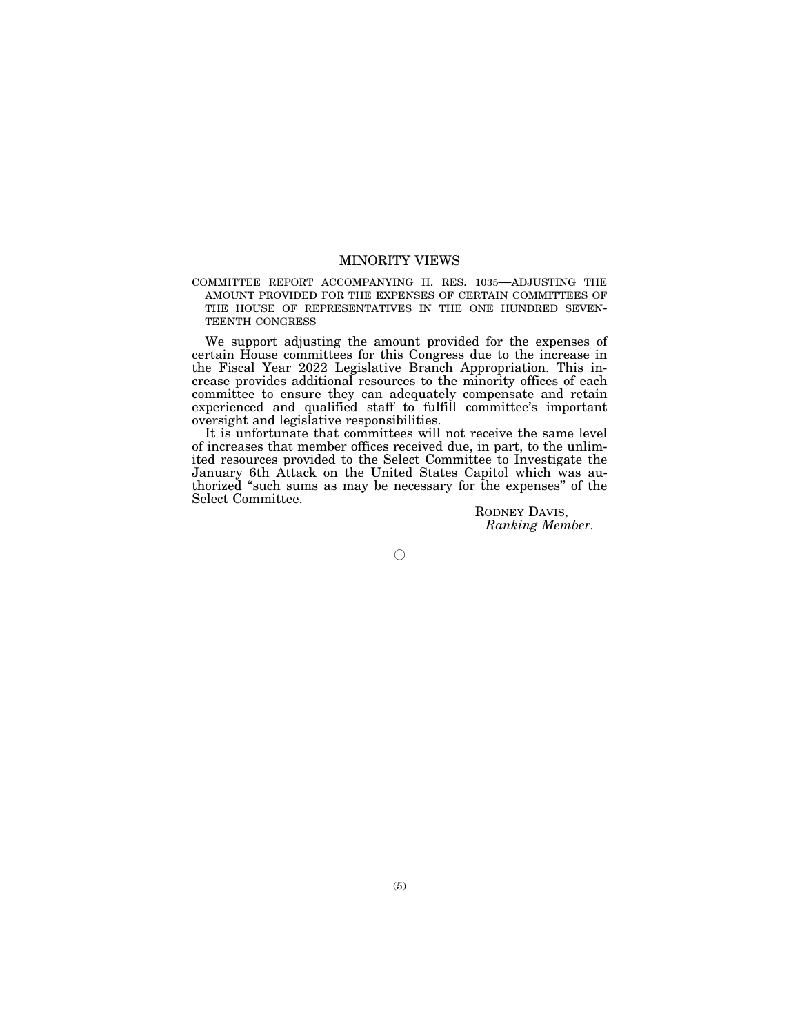# MINORITY VIEWS

COMMITTEE REPORT ACCOMPANYING H. RES. 1035—ADJUSTING THE AMOUNT PROVIDED FOR THE EXPENSES OF CERTAIN COMMITTEES OF THE HOUSE OF REPRESENTATIVES IN THE ONE HUNDRED SEVENTEENTH CONGRESS

We support adjusting the amount provided for the expenses of certain House committees for this Congress due to the increase in the Fiscal Year 2022 Legislative Branch Appropriation. This increase provides additional resources to the minority offices of each committee to ensure they can adequately compensate and retain experienced and qualified staff to fulfill committee's important oversight and legislative responsibilities.

It is unfortunate that committees will not receive the same level of increases that member offices received due, in part, to the unlimited resources provided to the Select Committee to Investigate the January 6th Attack on the United States Capitol which was authorized "such sums as may be necessary for the expenses" of the Select Committee.

RODNEY DAVIS,
*Ranking Member.*

○